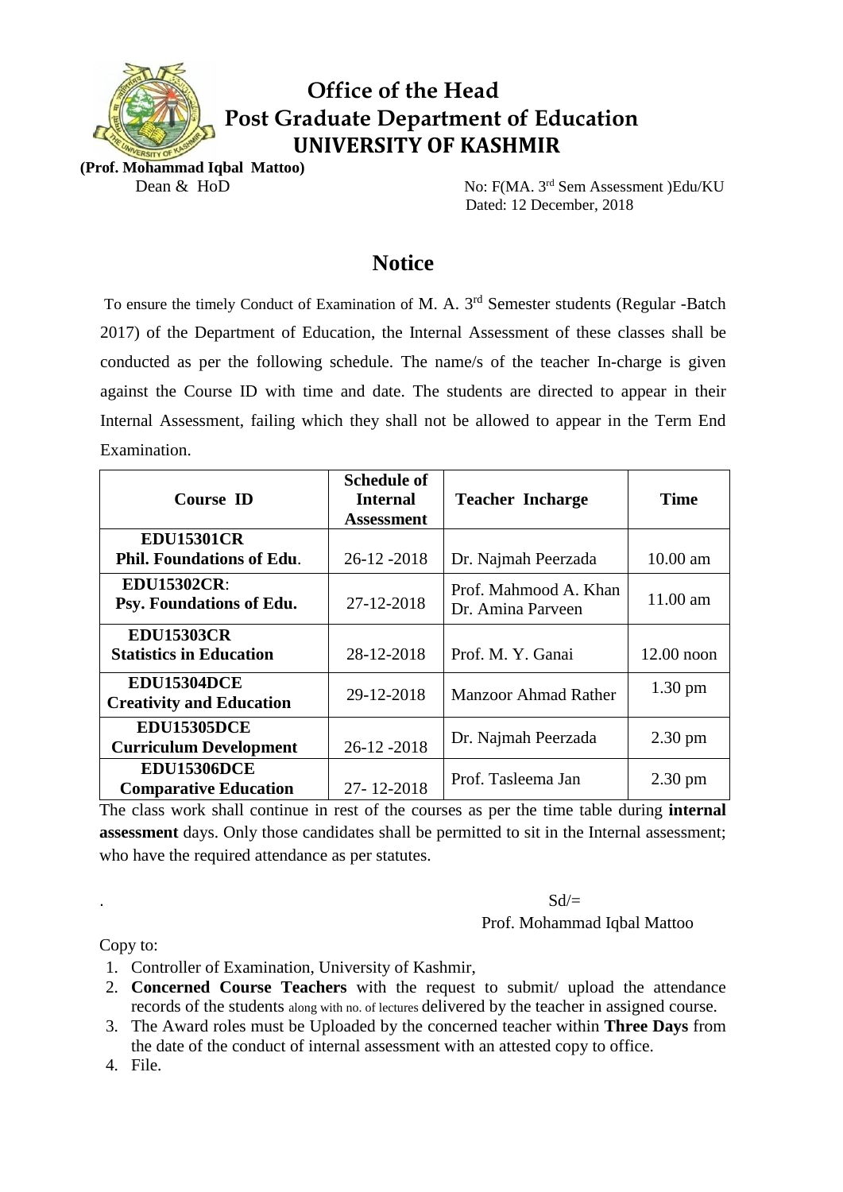# Office of the Head
# Post Graduate Department of Education
# UNIVERSITY OF KASHMIR

**(Prof. Mohammad Iqbal Mattoo)**
Dean & HoD

No: F(MA. 3rd Sem Assessment )Edu/KU
Dated: 12 December, 2018

## Notice

To ensure the timely Conduct of Examination of M. A. 3rd Semester students (Regular -Batch 2017) of the Department of Education, the Internal Assessment of these classes shall be conducted as per the following schedule. The name/s of the teacher In-charge is given against the Course ID with time and date. The students are directed to appear in their Internal Assessment, failing which they shall not be allowed to appear in the Term End Examination.

| Course ID | Schedule of Internal Assessment | Teacher Incharge | Time |
|---|---|---|---|
| **EDU15301CR** **Phil. Foundations of Edu**. | 26-12 -2018 | Dr. Najmah Peerzada | 10.00 am |
| **EDU15302CR**: **Psy. Foundations of Edu.** | 27-12-2018 | Prof. Mahmood A. Khan Dr. Amina Parveen | 11.00 am |
| **EDU15303CR** **Statistics in Education** | 28-12-2018 | Prof. M. Y. Ganai | 12.00 noon |
| **EDU15304DCE** **Creativity and Education** | 29-12-2018 | Manzoor Ahmad Rather | 1.30 pm |
| **EDU15305DCE** **Curriculum Development** | 26-12 -2018 | Dr. Najmah Peerzada | 2.30 pm |
| **EDU15306DCE** **Comparative Education** | 27- 12-2018 | Prof. Tasleema Jan | 2.30 pm |

The class work shall continue in rest of the courses as per the time table during **internal assessment** days. Only those candidates shall be permitted to sit in the Internal assessment; who have the required attendance as per statutes.

Sd/=
Prof. Mohammad Iqbal Mattoo

Copy to:

1. Controller of Examination, University of Kashmir,
2. **Concerned Course Teachers** with the request to submit/ upload the attendance records of the students along with no. of lectures delivered by the teacher in assigned course.
3. The Award roles must be Uploaded by the concerned teacher within **Three Days** from the date of the conduct of internal assessment with an attested copy to office.
4. File.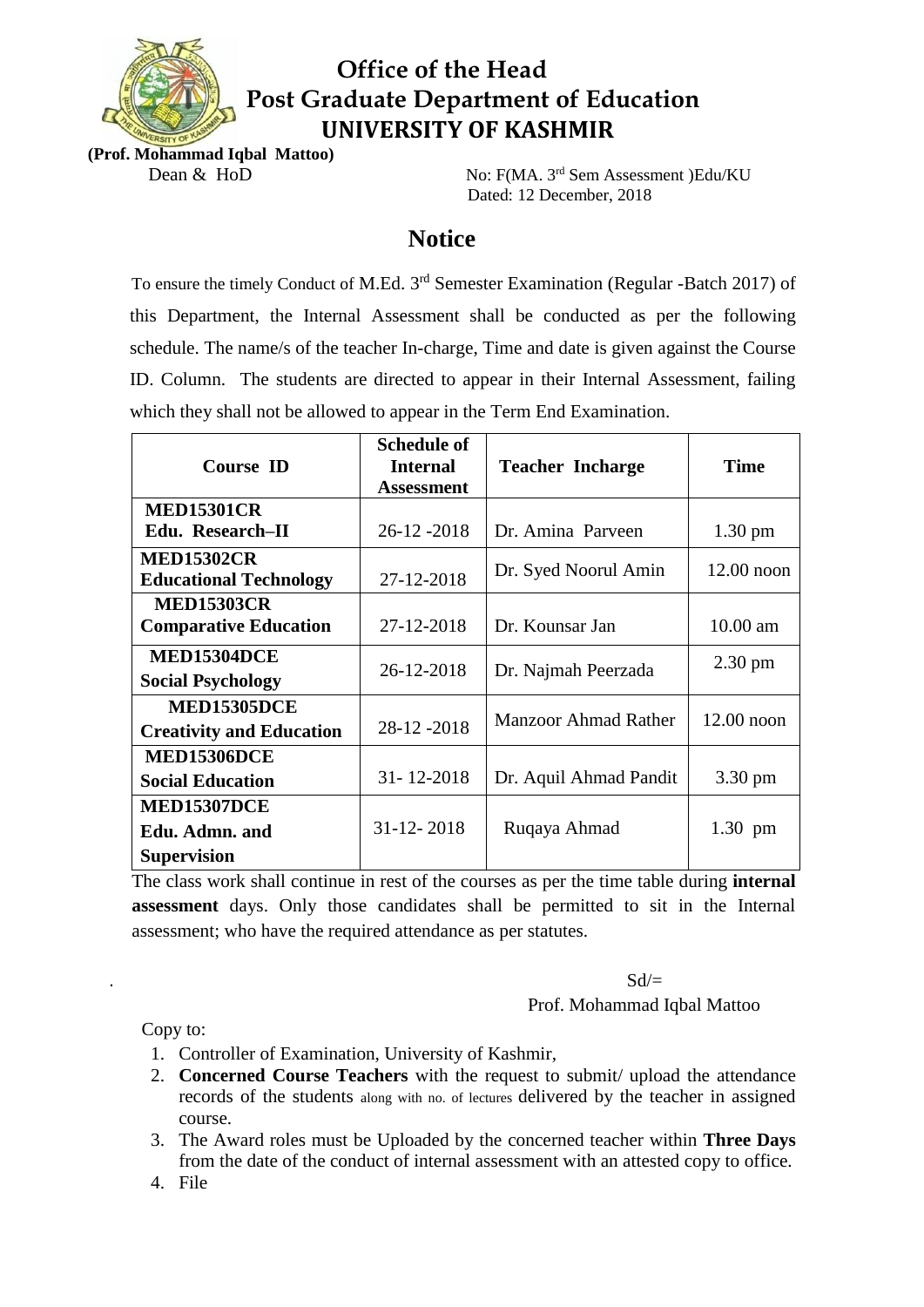# Office of the Head
# Post Graduate Department of Education
# UNIVERSITY OF KASHMIR

**(Prof. Mohammad Iqbal Mattoo)**
Dean & HoD

No: F(MA. 3rd Sem Assessment )Edu/KU
Dated: 12 December, 2018

## Notice

To ensure the timely Conduct of M.Ed. 3rd Semester Examination (Regular -Batch 2017) of this Department, the Internal Assessment shall be conducted as per the following schedule. The name/s of the teacher In-charge, Time and date is given against the Course ID. Column. The students are directed to appear in their Internal Assessment, failing which they shall not be allowed to appear in the Term End Examination.

| Course ID | Schedule of Internal Assessment | Teacher Incharge | Time |
|---|---|---|---|
| **MED15301CR Edu. Research–II** | 26-12 -2018 | Dr. Amina Parveen | 1.30 pm |
| **MED15302CR Educational Technology** | 27-12-2018 | Dr. Syed Noorul Amin | 12.00 noon |
| **MED15303CR Comparative Education** | 27-12-2018 | Dr. Kounsar Jan | 10.00 am |
| **MED15304DCE Social Psychology** | 26-12-2018 | Dr. Najmah Peerzada | 2.30 pm |
| **MED15305DCE Creativity and Education** | 28-12 -2018 | Manzoor Ahmad Rather | 12.00 noon |
| **MED15306DCE Social Education** | 31- 12-2018 | Dr. Aquil Ahmad Pandit | 3.30 pm |
| **MED15307DCE Edu. Admn. and Supervision** | 31-12- 2018 | Ruqaya Ahmad | 1.30 pm |

The class work shall continue in rest of the courses as per the time table during **internal assessment** days. Only those candidates shall be permitted to sit in the Internal assessment; who have the required attendance as per statutes.

Sd/=
Prof. Mohammad Iqbal Mattoo

Copy to:

1. Controller of Examination, University of Kashmir,
2. **Concerned Course Teachers** with the request to submit/ upload the attendance records of the students along with no. of lectures delivered by the teacher in assigned course.
3. The Award roles must be Uploaded by the concerned teacher within **Three Days** from the date of the conduct of internal assessment with an attested copy to office.
4. File